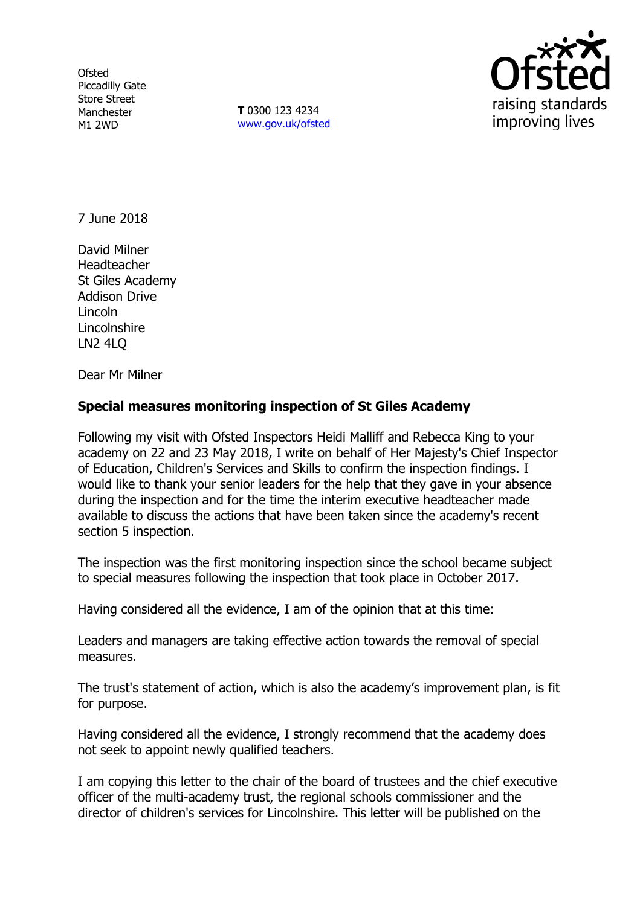Ofsted
Piccadilly Gate
Store Street
Manchester
M1 2WD

**T** 0300 123 4234
www.gov.uk/ofsted

raising standards
improving lives

7 June 2018

David Milner
Headteacher
St Giles Academy
Addison Drive
Lincoln
Lincolnshire
LN2 4LQ

Dear Mr Milner

**Special measures monitoring inspection of St Giles Academy**

Following my visit with Ofsted Inspectors Heidi Malliff and Rebecca King to your academy on 22 and 23 May 2018, I write on behalf of Her Majesty's Chief Inspector of Education, Children's Services and Skills to confirm the inspection findings. I would like to thank your senior leaders for the help that they gave in your absence during the inspection and for the time the interim executive headteacher made available to discuss the actions that have been taken since the academy's recent section 5 inspection.

The inspection was the first monitoring inspection since the school became subject to special measures following the inspection that took place in October 2017.

Having considered all the evidence, I am of the opinion that at this time:

Leaders and managers are taking effective action towards the removal of special measures.

The trust's statement of action, which is also the academy's improvement plan, is fit for purpose.

Having considered all the evidence, I strongly recommend that the academy does not seek to appoint newly qualified teachers.

I am copying this letter to the chair of the board of trustees and the chief executive officer of the multi-academy trust, the regional schools commissioner and the director of children's services for Lincolnshire. This letter will be published on the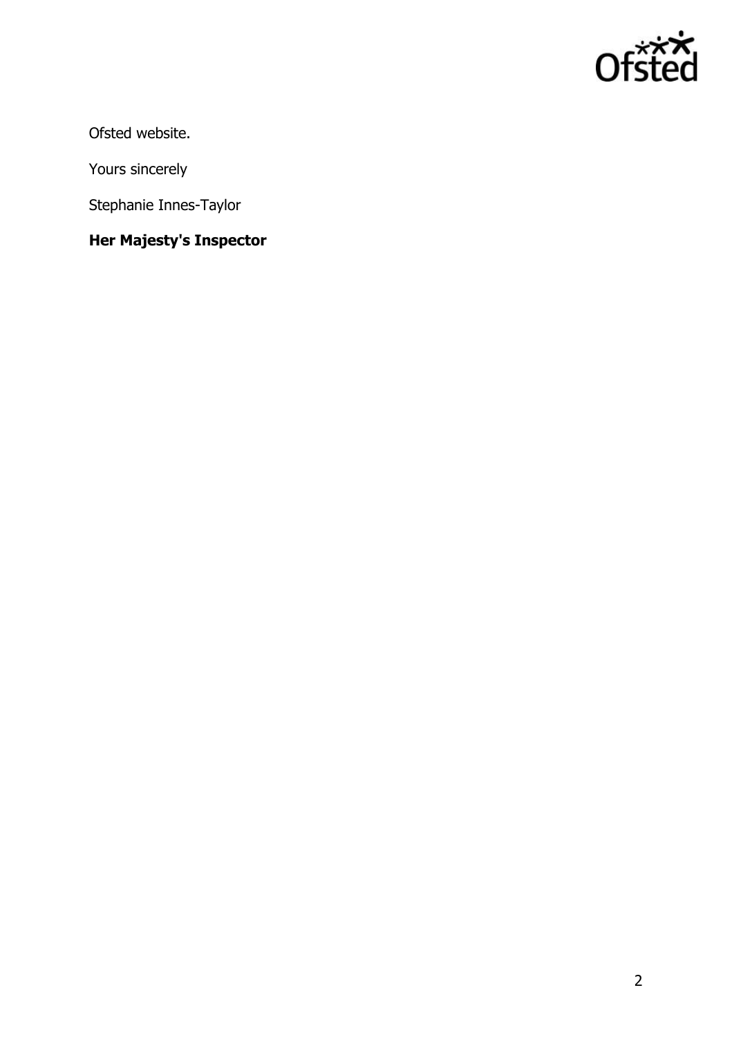Ofsted website.

Yours sincerely

Stephanie Innes-Taylor

**Her Majesty's Inspector**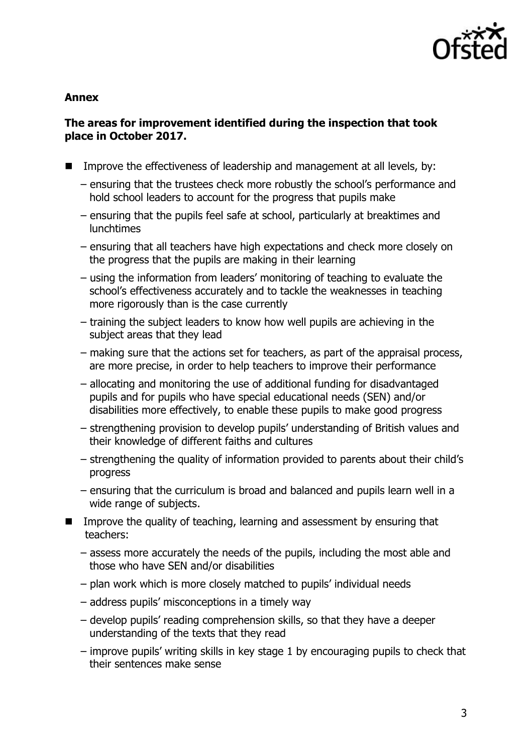**Annex**

**The areas for improvement identified during the inspection that took place in October 2017.**

- Improve the effectiveness of leadership and management at all levels, by:
  - ensuring that the trustees check more robustly the school's performance and hold school leaders to account for the progress that pupils make
  - ensuring that the pupils feel safe at school, particularly at breaktimes and lunchtimes
  - ensuring that all teachers have high expectations and check more closely on the progress that the pupils are making in their learning
  - using the information from leaders' monitoring of teaching to evaluate the school's effectiveness accurately and to tackle the weaknesses in teaching more rigorously than is the case currently
  - training the subject leaders to know how well pupils are achieving in the subject areas that they lead
  - making sure that the actions set for teachers, as part of the appraisal process, are more precise, in order to help teachers to improve their performance
  - allocating and monitoring the use of additional funding for disadvantaged pupils and for pupils who have special educational needs (SEN) and/or disabilities more effectively, to enable these pupils to make good progress
  - strengthening provision to develop pupils' understanding of British values and their knowledge of different faiths and cultures
  - strengthening the quality of information provided to parents about their child's progress
  - ensuring that the curriculum is broad and balanced and pupils learn well in a wide range of subjects.
- Improve the quality of teaching, learning and assessment by ensuring that teachers:
  - assess more accurately the needs of the pupils, including the most able and those who have SEN and/or disabilities
  - plan work which is more closely matched to pupils' individual needs
  - address pupils' misconceptions in a timely way
  - develop pupils' reading comprehension skills, so that they have a deeper understanding of the texts that they read
  - improve pupils' writing skills in key stage 1 by encouraging pupils to check that their sentences make sense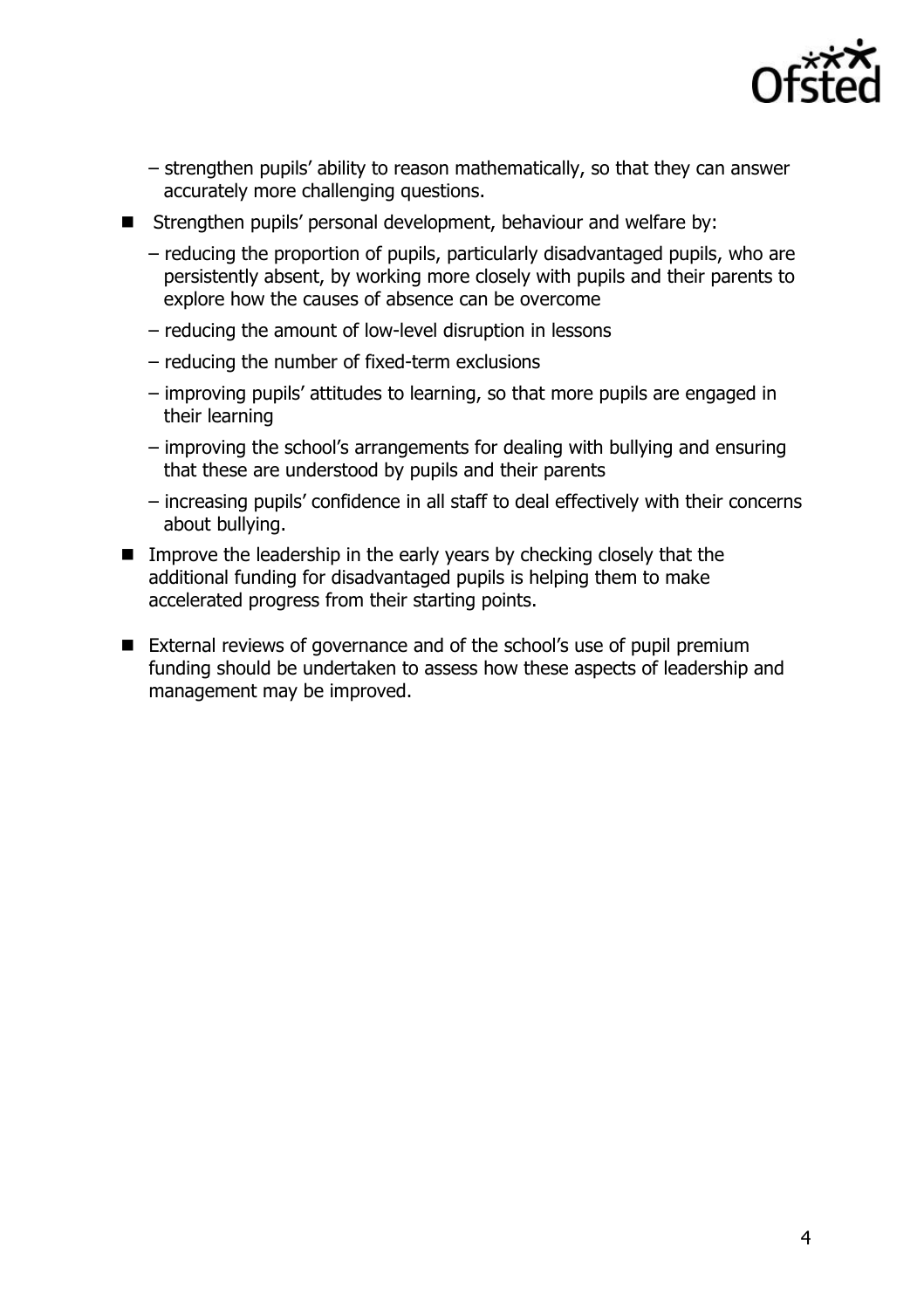- strengthen pupils' ability to reason mathematically, so that they can answer accurately more challenging questions.

- Strengthen pupils' personal development, behaviour and welfare by:
  - reducing the proportion of pupils, particularly disadvantaged pupils, who are persistently absent, by working more closely with pupils and their parents to explore how the causes of absence can be overcome
  - reducing the amount of low-level disruption in lessons
  - reducing the number of fixed-term exclusions
  - improving pupils' attitudes to learning, so that more pupils are engaged in their learning
  - improving the school's arrangements for dealing with bullying and ensuring that these are understood by pupils and their parents
  - increasing pupils' confidence in all staff to deal effectively with their concerns about bullying.

- Improve the leadership in the early years by checking closely that the additional funding for disadvantaged pupils is helping them to make accelerated progress from their starting points.

- External reviews of governance and of the school's use of pupil premium funding should be undertaken to assess how these aspects of leadership and management may be improved.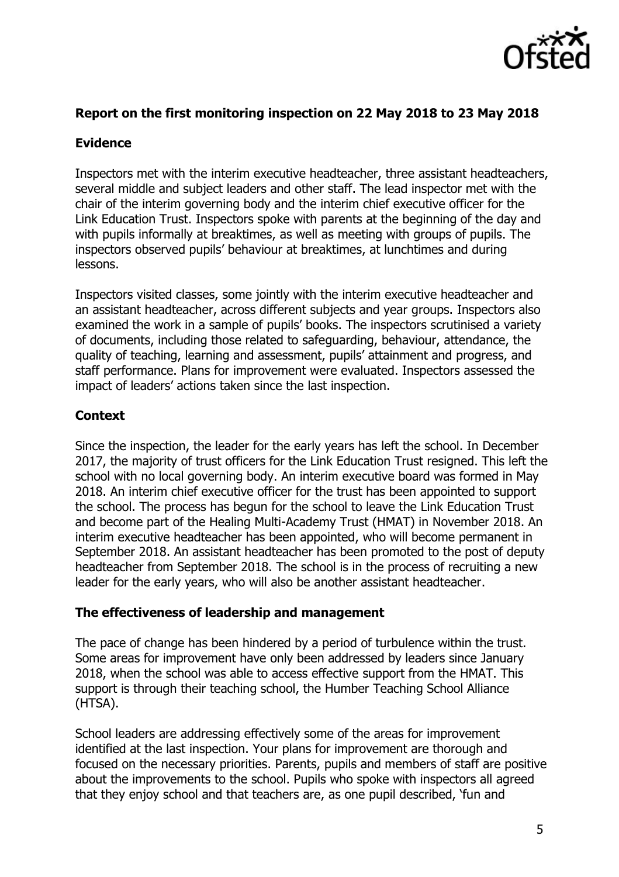## Report on the first monitoring inspection on 22 May 2018 to 23 May 2018

### Evidence

Inspectors met with the interim executive headteacher, three assistant headteachers, several middle and subject leaders and other staff. The lead inspector met with the chair of the interim governing body and the interim chief executive officer for the Link Education Trust. Inspectors spoke with parents at the beginning of the day and with pupils informally at breaktimes, as well as meeting with groups of pupils. The inspectors observed pupils' behaviour at breaktimes, at lunchtimes and during lessons.

Inspectors visited classes, some jointly with the interim executive headteacher and an assistant headteacher, across different subjects and year groups. Inspectors also examined the work in a sample of pupils' books. The inspectors scrutinised a variety of documents, including those related to safeguarding, behaviour, attendance, the quality of teaching, learning and assessment, pupils' attainment and progress, and staff performance. Plans for improvement were evaluated. Inspectors assessed the impact of leaders' actions taken since the last inspection.

### Context

Since the inspection, the leader for the early years has left the school. In December 2017, the majority of trust officers for the Link Education Trust resigned. This left the school with no local governing body. An interim executive board was formed in May 2018. An interim chief executive officer for the trust has been appointed to support the school. The process has begun for the school to leave the Link Education Trust and become part of the Healing Multi-Academy Trust (HMAT) in November 2018. An interim executive headteacher has been appointed, who will become permanent in September 2018. An assistant headteacher has been promoted to the post of deputy headteacher from September 2018. The school is in the process of recruiting a new leader for the early years, who will also be another assistant headteacher.

### The effectiveness of leadership and management

The pace of change has been hindered by a period of turbulence within the trust. Some areas for improvement have only been addressed by leaders since January 2018, when the school was able to access effective support from the HMAT. This support is through their teaching school, the Humber Teaching School Alliance (HTSA).

School leaders are addressing effectively some of the areas for improvement identified at the last inspection. Your plans for improvement are thorough and focused on the necessary priorities. Parents, pupils and members of staff are positive about the improvements to the school. Pupils who spoke with inspectors all agreed that they enjoy school and that teachers are, as one pupil described, 'fun and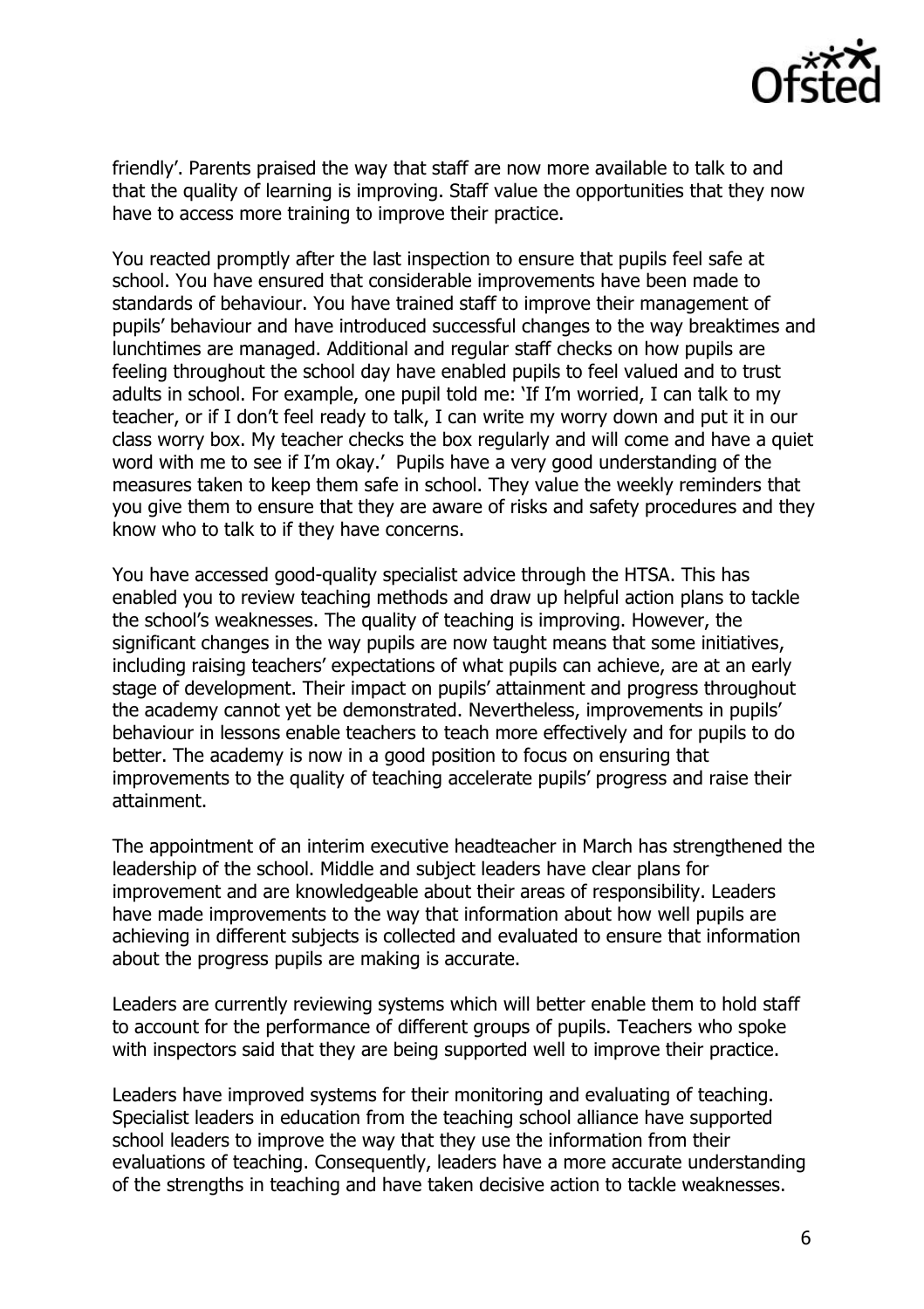friendly'. Parents praised the way that staff are now more available to talk to and that the quality of learning is improving. Staff value the opportunities that they now have to access more training to improve their practice.

You reacted promptly after the last inspection to ensure that pupils feel safe at school. You have ensured that considerable improvements have been made to standards of behaviour. You have trained staff to improve their management of pupils' behaviour and have introduced successful changes to the way breaktimes and lunchtimes are managed. Additional and regular staff checks on how pupils are feeling throughout the school day have enabled pupils to feel valued and to trust adults in school. For example, one pupil told me: 'If I'm worried, I can talk to my teacher, or if I don't feel ready to talk, I can write my worry down and put it in our class worry box. My teacher checks the box regularly and will come and have a quiet word with me to see if I'm okay.' Pupils have a very good understanding of the measures taken to keep them safe in school. They value the weekly reminders that you give them to ensure that they are aware of risks and safety procedures and they know who to talk to if they have concerns.

You have accessed good-quality specialist advice through the HTSA. This has enabled you to review teaching methods and draw up helpful action plans to tackle the school's weaknesses. The quality of teaching is improving. However, the significant changes in the way pupils are now taught means that some initiatives, including raising teachers' expectations of what pupils can achieve, are at an early stage of development. Their impact on pupils' attainment and progress throughout the academy cannot yet be demonstrated. Nevertheless, improvements in pupils' behaviour in lessons enable teachers to teach more effectively and for pupils to do better. The academy is now in a good position to focus on ensuring that improvements to the quality of teaching accelerate pupils' progress and raise their attainment.

The appointment of an interim executive headteacher in March has strengthened the leadership of the school. Middle and subject leaders have clear plans for improvement and are knowledgeable about their areas of responsibility. Leaders have made improvements to the way that information about how well pupils are achieving in different subjects is collected and evaluated to ensure that information about the progress pupils are making is accurate.

Leaders are currently reviewing systems which will better enable them to hold staff to account for the performance of different groups of pupils. Teachers who spoke with inspectors said that they are being supported well to improve their practice.

Leaders have improved systems for their monitoring and evaluating of teaching. Specialist leaders in education from the teaching school alliance have supported school leaders to improve the way that they use the information from their evaluations of teaching. Consequently, leaders have a more accurate understanding of the strengths in teaching and have taken decisive action to tackle weaknesses.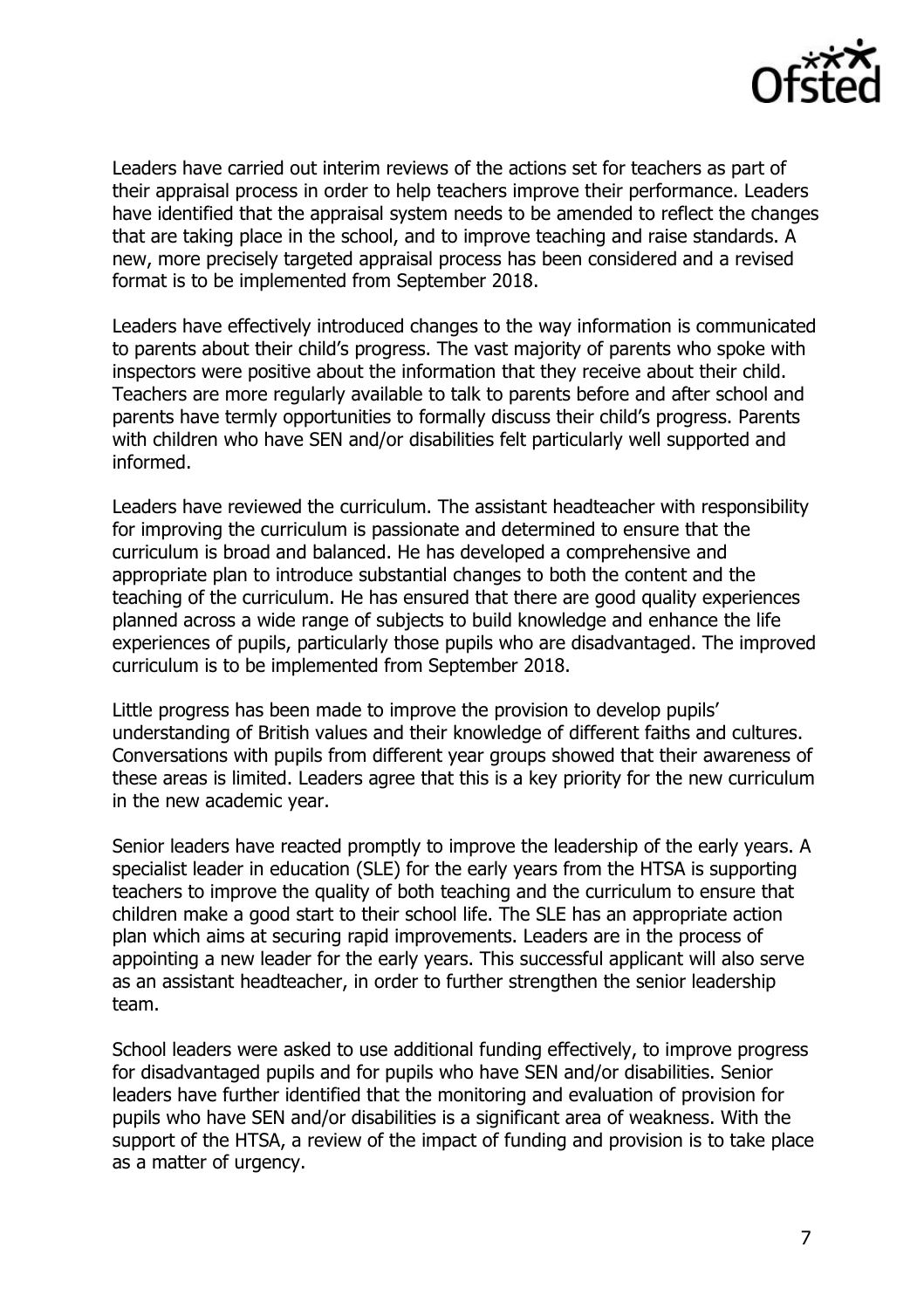Leaders have carried out interim reviews of the actions set for teachers as part of their appraisal process in order to help teachers improve their performance. Leaders have identified that the appraisal system needs to be amended to reflect the changes that are taking place in the school, and to improve teaching and raise standards. A new, more precisely targeted appraisal process has been considered and a revised format is to be implemented from September 2018.

Leaders have effectively introduced changes to the way information is communicated to parents about their child's progress. The vast majority of parents who spoke with inspectors were positive about the information that they receive about their child. Teachers are more regularly available to talk to parents before and after school and parents have termly opportunities to formally discuss their child's progress. Parents with children who have SEN and/or disabilities felt particularly well supported and informed.

Leaders have reviewed the curriculum. The assistant headteacher with responsibility for improving the curriculum is passionate and determined to ensure that the curriculum is broad and balanced. He has developed a comprehensive and appropriate plan to introduce substantial changes to both the content and the teaching of the curriculum. He has ensured that there are good quality experiences planned across a wide range of subjects to build knowledge and enhance the life experiences of pupils, particularly those pupils who are disadvantaged. The improved curriculum is to be implemented from September 2018.

Little progress has been made to improve the provision to develop pupils' understanding of British values and their knowledge of different faiths and cultures. Conversations with pupils from different year groups showed that their awareness of these areas is limited. Leaders agree that this is a key priority for the new curriculum in the new academic year.

Senior leaders have reacted promptly to improve the leadership of the early years. A specialist leader in education (SLE) for the early years from the HTSA is supporting teachers to improve the quality of both teaching and the curriculum to ensure that children make a good start to their school life. The SLE has an appropriate action plan which aims at securing rapid improvements. Leaders are in the process of appointing a new leader for the early years. This successful applicant will also serve as an assistant headteacher, in order to further strengthen the senior leadership team.

School leaders were asked to use additional funding effectively, to improve progress for disadvantaged pupils and for pupils who have SEN and/or disabilities. Senior leaders have further identified that the monitoring and evaluation of provision for pupils who have SEN and/or disabilities is a significant area of weakness. With the support of the HTSA, a review of the impact of funding and provision is to take place as a matter of urgency.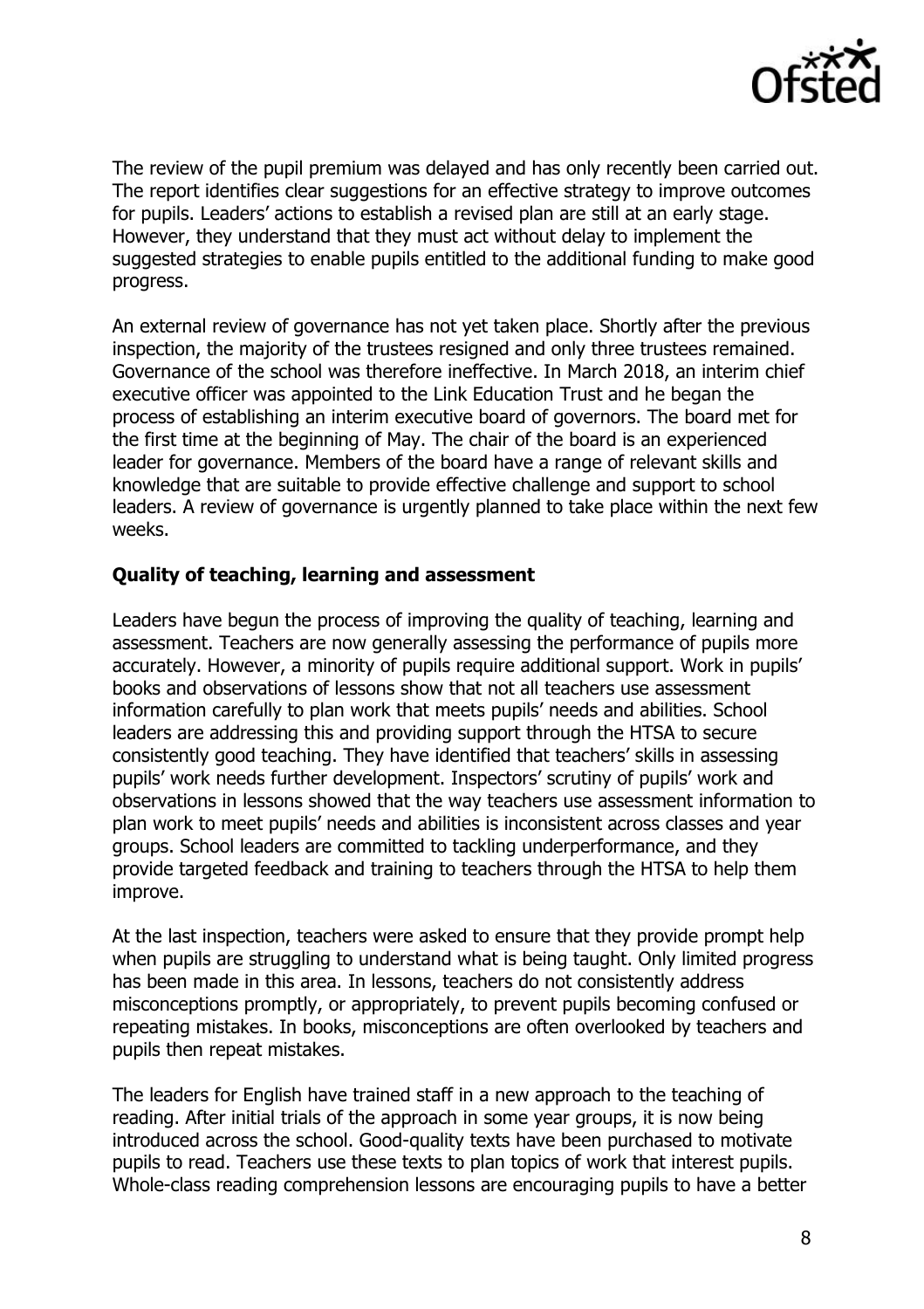The review of the pupil premium was delayed and has only recently been carried out. The report identifies clear suggestions for an effective strategy to improve outcomes for pupils. Leaders' actions to establish a revised plan are still at an early stage. However, they understand that they must act without delay to implement the suggested strategies to enable pupils entitled to the additional funding to make good progress.

An external review of governance has not yet taken place. Shortly after the previous inspection, the majority of the trustees resigned and only three trustees remained. Governance of the school was therefore ineffective. In March 2018, an interim chief executive officer was appointed to the Link Education Trust and he began the process of establishing an interim executive board of governors. The board met for the first time at the beginning of May. The chair of the board is an experienced leader for governance. Members of the board have a range of relevant skills and knowledge that are suitable to provide effective challenge and support to school leaders. A review of governance is urgently planned to take place within the next few weeks.

**Quality of teaching, learning and assessment**

Leaders have begun the process of improving the quality of teaching, learning and assessment. Teachers are now generally assessing the performance of pupils more accurately. However, a minority of pupils require additional support. Work in pupils' books and observations of lessons show that not all teachers use assessment information carefully to plan work that meets pupils' needs and abilities. School leaders are addressing this and providing support through the HTSA to secure consistently good teaching. They have identified that teachers' skills in assessing pupils' work needs further development. Inspectors' scrutiny of pupils' work and observations in lessons showed that the way teachers use assessment information to plan work to meet pupils' needs and abilities is inconsistent across classes and year groups. School leaders are committed to tackling underperformance, and they provide targeted feedback and training to teachers through the HTSA to help them improve.

At the last inspection, teachers were asked to ensure that they provide prompt help when pupils are struggling to understand what is being taught. Only limited progress has been made in this area. In lessons, teachers do not consistently address misconceptions promptly, or appropriately, to prevent pupils becoming confused or repeating mistakes. In books, misconceptions are often overlooked by teachers and pupils then repeat mistakes.

The leaders for English have trained staff in a new approach to the teaching of reading. After initial trials of the approach in some year groups, it is now being introduced across the school. Good-quality texts have been purchased to motivate pupils to read. Teachers use these texts to plan topics of work that interest pupils. Whole-class reading comprehension lessons are encouraging pupils to have a better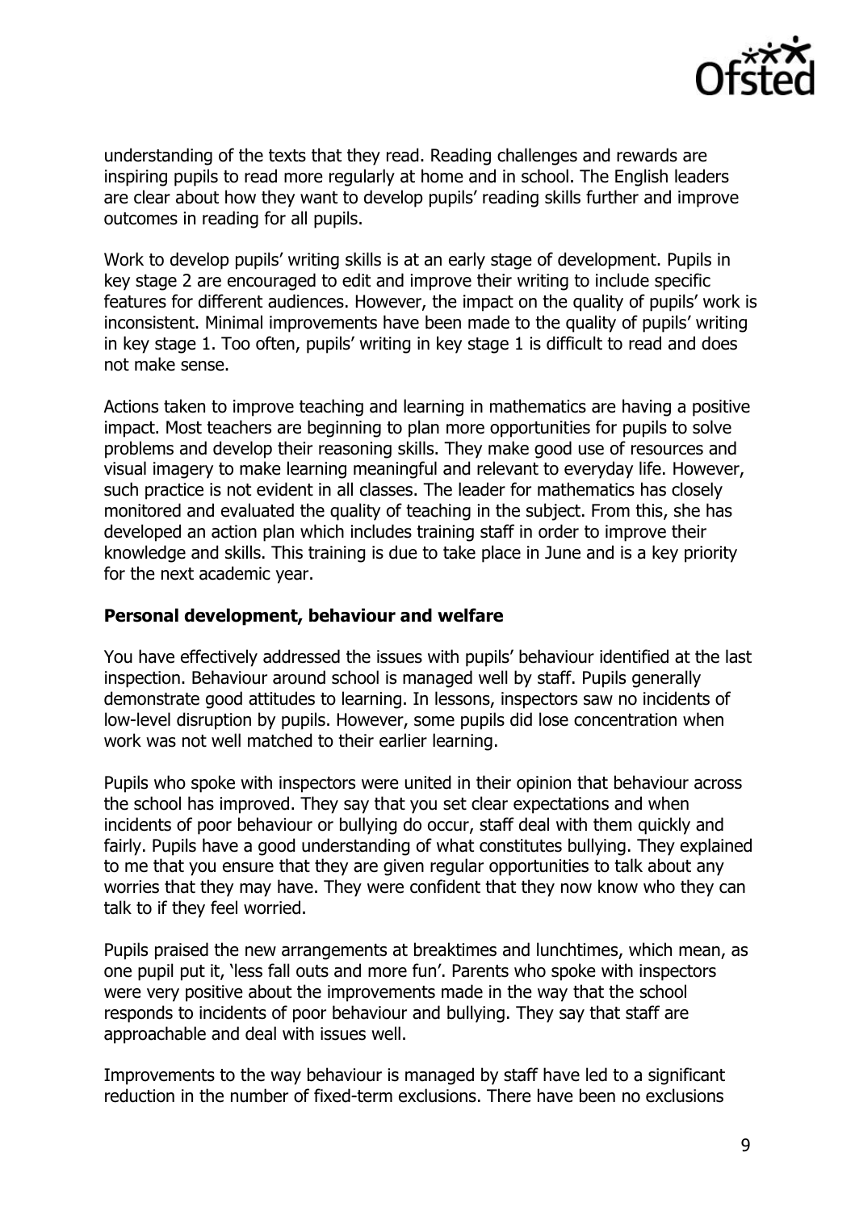understanding of the texts that they read. Reading challenges and rewards are inspiring pupils to read more regularly at home and in school. The English leaders are clear about how they want to develop pupils' reading skills further and improve outcomes in reading for all pupils.

Work to develop pupils' writing skills is at an early stage of development. Pupils in key stage 2 are encouraged to edit and improve their writing to include specific features for different audiences. However, the impact on the quality of pupils' work is inconsistent. Minimal improvements have been made to the quality of pupils' writing in key stage 1. Too often, pupils' writing in key stage 1 is difficult to read and does not make sense.

Actions taken to improve teaching and learning in mathematics are having a positive impact. Most teachers are beginning to plan more opportunities for pupils to solve problems and develop their reasoning skills. They make good use of resources and visual imagery to make learning meaningful and relevant to everyday life. However, such practice is not evident in all classes. The leader for mathematics has closely monitored and evaluated the quality of teaching in the subject. From this, she has developed an action plan which includes training staff in order to improve their knowledge and skills. This training is due to take place in June and is a key priority for the next academic year.

**Personal development, behaviour and welfare**

You have effectively addressed the issues with pupils' behaviour identified at the last inspection. Behaviour around school is managed well by staff. Pupils generally demonstrate good attitudes to learning. In lessons, inspectors saw no incidents of low-level disruption by pupils. However, some pupils did lose concentration when work was not well matched to their earlier learning.

Pupils who spoke with inspectors were united in their opinion that behaviour across the school has improved. They say that you set clear expectations and when incidents of poor behaviour or bullying do occur, staff deal with them quickly and fairly. Pupils have a good understanding of what constitutes bullying. They explained to me that you ensure that they are given regular opportunities to talk about any worries that they may have. They were confident that they now know who they can talk to if they feel worried.

Pupils praised the new arrangements at breaktimes and lunchtimes, which mean, as one pupil put it, 'less fall outs and more fun'. Parents who spoke with inspectors were very positive about the improvements made in the way that the school responds to incidents of poor behaviour and bullying. They say that staff are approachable and deal with issues well.

Improvements to the way behaviour is managed by staff have led to a significant reduction in the number of fixed-term exclusions. There have been no exclusions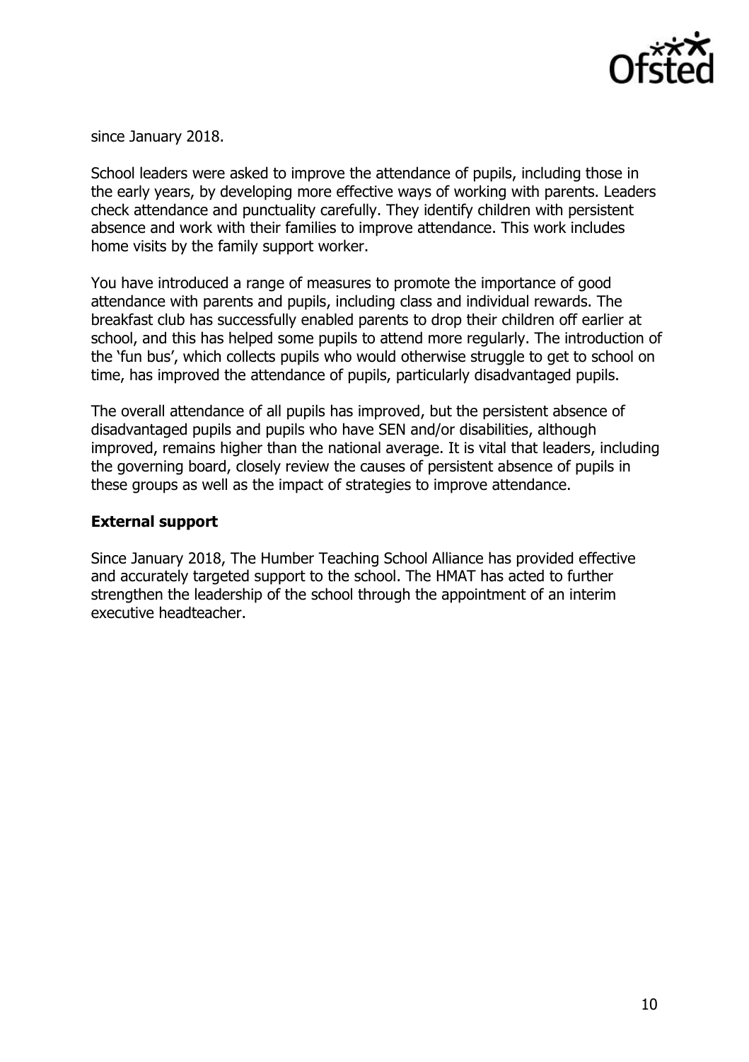since January 2018.

School leaders were asked to improve the attendance of pupils, including those in the early years, by developing more effective ways of working with parents. Leaders check attendance and punctuality carefully. They identify children with persistent absence and work with their families to improve attendance. This work includes home visits by the family support worker.

You have introduced a range of measures to promote the importance of good attendance with parents and pupils, including class and individual rewards. The breakfast club has successfully enabled parents to drop their children off earlier at school, and this has helped some pupils to attend more regularly. The introduction of the 'fun bus', which collects pupils who would otherwise struggle to get to school on time, has improved the attendance of pupils, particularly disadvantaged pupils.

The overall attendance of all pupils has improved, but the persistent absence of disadvantaged pupils and pupils who have SEN and/or disabilities, although improved, remains higher than the national average. It is vital that leaders, including the governing board, closely review the causes of persistent absence of pupils in these groups as well as the impact of strategies to improve attendance.

### External support

Since January 2018, The Humber Teaching School Alliance has provided effective and accurately targeted support to the school. The HMAT has acted to further strengthen the leadership of the school through the appointment of an interim executive headteacher.